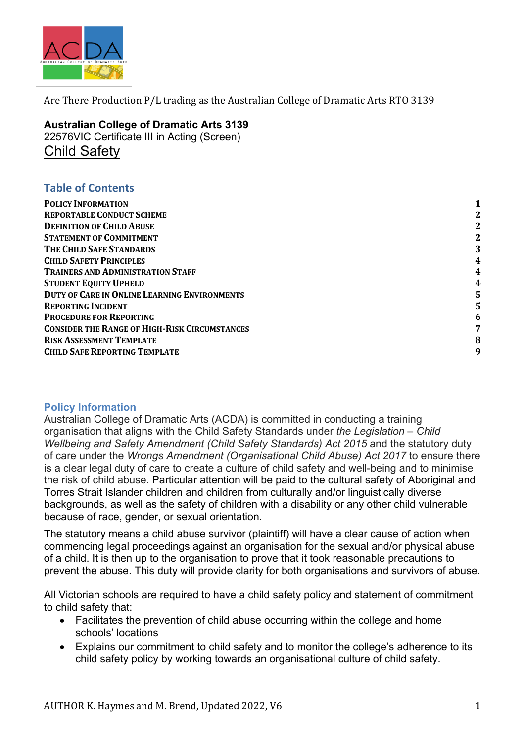Are There Production P/L trading as the Australian College of Dramatic Arts RTO 3139

**Australian College of Dramatic Arts 3139**
22576VIC Certificate III in Acting (Screen)

# Child Safety

## Table of Contents

| | |
|---|---|
| **Policy Information** | **1** |
| **Reportable Conduct Scheme** | **2** |
| **Definition of Child Abuse** | **2** |
| **Statement of Commitment** | **2** |
| **The Child Safe Standards** | **3** |
| **Child Safety Principles** | **4** |
| **Trainers and Administration Staff** | **4** |
| **Student Equity Upheld** | **4** |
| **Duty of Care in Online Learning Environments** | **5** |
| **Reporting Incident** | **5** |
| **Procedure for Reporting** | **6** |
| **Consider the Range of High-Risk Circumstances** | **7** |
| **Risk Assessment Template** | **8** |
| **Child Safe Reporting Template** | **9** |

## Policy Information

Australian College of Dramatic Arts (ACDA) is committed in conducting a training organisation that aligns with the Child Safety Standards under *the Legislation – Child Wellbeing and Safety Amendment (Child Safety Standards) Act 2015* and the statutory duty of care under the *Wrongs Amendment (Organisational Child Abuse) Act 2017* to ensure there is a clear legal duty of care to create a culture of child safety and well-being and to minimise the risk of child abuse. Particular attention will be paid to the cultural safety of Aboriginal and Torres Strait Islander children and children from culturally and/or linguistically diverse backgrounds, as well as the safety of children with a disability or any other child vulnerable because of race, gender, or sexual orientation.

The statutory means a child abuse survivor (plaintiff) will have a clear cause of action when commencing legal proceedings against an organisation for the sexual and/or physical abuse of a child. It is then up to the organisation to prove that it took reasonable precautions to prevent the abuse. This duty will provide clarity for both organisations and survivors of abuse.

All Victorian schools are required to have a child safety policy and statement of commitment to child safety that:

- Facilitates the prevention of child abuse occurring within the college and home schools' locations
- Explains our commitment to child safety and to monitor the college's adherence to its child safety policy by working towards an organisational culture of child safety.

AUTHOR K. Haymes and M. Brend, Updated 2022, V6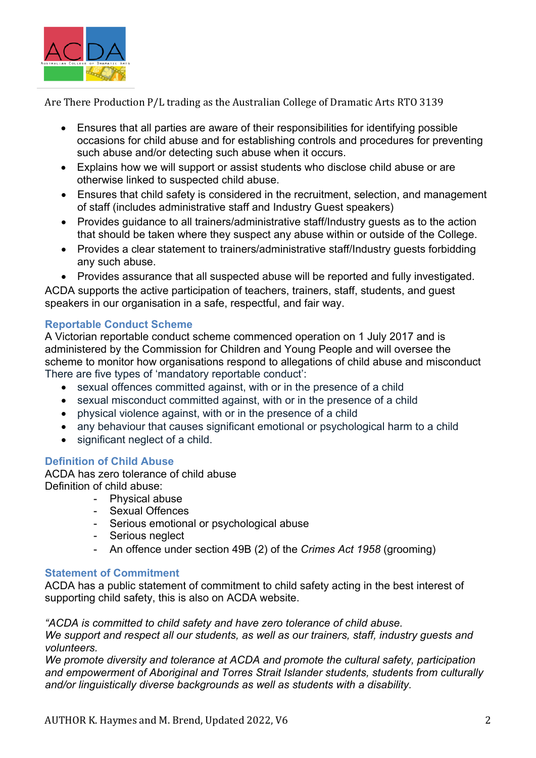- Ensures that all parties are aware of their responsibilities for identifying possible occasions for child abuse and for establishing controls and procedures for preventing such abuse and/or detecting such abuse when it occurs.
- Explains how we will support or assist students who disclose child abuse or are otherwise linked to suspected child abuse.
- Ensures that child safety is considered in the recruitment, selection, and management of staff (includes administrative staff and Industry Guest speakers)
- Provides guidance to all trainers/administrative staff/Industry guests as to the action that should be taken where they suspect any abuse within or outside of the College.
- Provides a clear statement to trainers/administrative staff/Industry guests forbidding any such abuse.
- Provides assurance that all suspected abuse will be reported and fully investigated.

ACDA supports the active participation of teachers, trainers, staff, students, and guest speakers in our organisation in a safe, respectful, and fair way.

### Reportable Conduct Scheme

A Victorian reportable conduct scheme commenced operation on 1 July 2017 and is administered by the Commission for Children and Young People and will oversee the scheme to monitor how organisations respond to allegations of child abuse and misconduct
There are five types of 'mandatory reportable conduct':

- sexual offences committed against, with or in the presence of a child
- sexual misconduct committed against, with or in the presence of a child
- physical violence against, with or in the presence of a child
- any behaviour that causes significant emotional or psychological harm to a child
- significant neglect of a child.

### Definition of Child Abuse

ACDA has zero tolerance of child abuse
Definition of child abuse:

- Physical abuse
- Sexual Offences
- Serious emotional or psychological abuse
- Serious neglect
- An offence under section 49B (2) of the *Crimes Act 1958* (grooming)

### Statement of Commitment

ACDA has a public statement of commitment to child safety acting in the best interest of supporting child safety, this is also on ACDA website.

*"ACDA is committed to child safety and have zero tolerance of child abuse.*
*We support and respect all our students, as well as our trainers, staff, industry guests and volunteers.*
*We promote diversity and tolerance at ACDA and promote the cultural safety, participation and empowerment of Aboriginal and Torres Strait Islander students, students from culturally and/or linguistically diverse backgrounds as well as students with a disability.*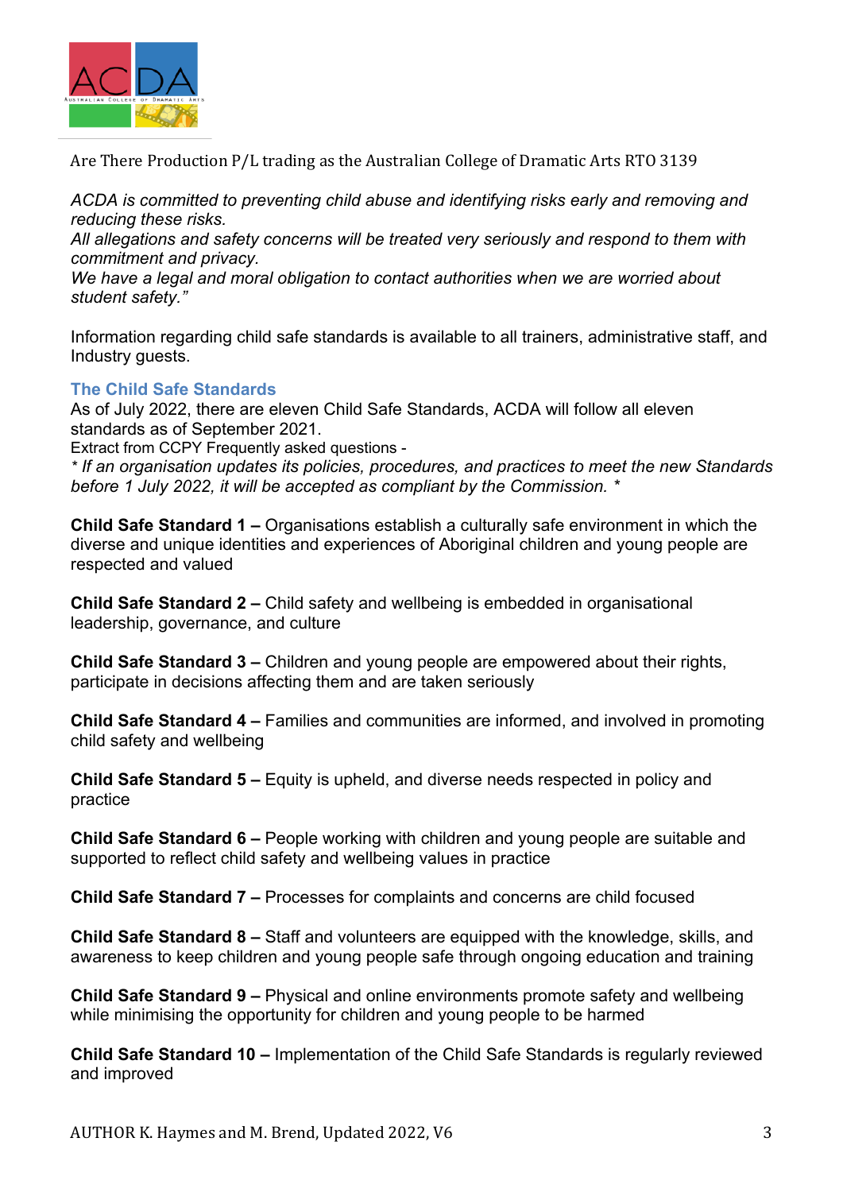Are There Production P/L trading as the Australian College of Dramatic Arts RTO 3139

*ACDA is committed to preventing child abuse and identifying risks early and removing and reducing these risks.*
*All allegations and safety concerns will be treated very seriously and respond to them with commitment and privacy.*
*We have a legal and moral obligation to contact authorities when we are worried about student safety."*

Information regarding child safe standards is available to all trainers, administrative staff, and Industry guests.

### The Child Safe Standards

As of July 2022, there are eleven Child Safe Standards, ACDA will follow all eleven standards as of September 2021.
Extract from CCPY Frequently asked questions -
*\* If an organisation updates its policies, procedures, and practices to meet the new Standards before 1 July 2022, it will be accepted as compliant by the Commission. \**

**Child Safe Standard 1 –** Organisations establish a culturally safe environment in which the diverse and unique identities and experiences of Aboriginal children and young people are respected and valued

**Child Safe Standard 2 –** Child safety and wellbeing is embedded in organisational leadership, governance, and culture

**Child Safe Standard 3 –** Children and young people are empowered about their rights, participate in decisions affecting them and are taken seriously

**Child Safe Standard 4 –** Families and communities are informed, and involved in promoting child safety and wellbeing

**Child Safe Standard 5 –** Equity is upheld, and diverse needs respected in policy and practice

**Child Safe Standard 6 –** People working with children and young people are suitable and supported to reflect child safety and wellbeing values in practice

**Child Safe Standard 7 –** Processes for complaints and concerns are child focused

**Child Safe Standard 8 –** Staff and volunteers are equipped with the knowledge, skills, and awareness to keep children and young people safe through ongoing education and training

**Child Safe Standard 9 –** Physical and online environments promote safety and wellbeing while minimising the opportunity for children and young people to be harmed

**Child Safe Standard 10 –** Implementation of the Child Safe Standards is regularly reviewed and improved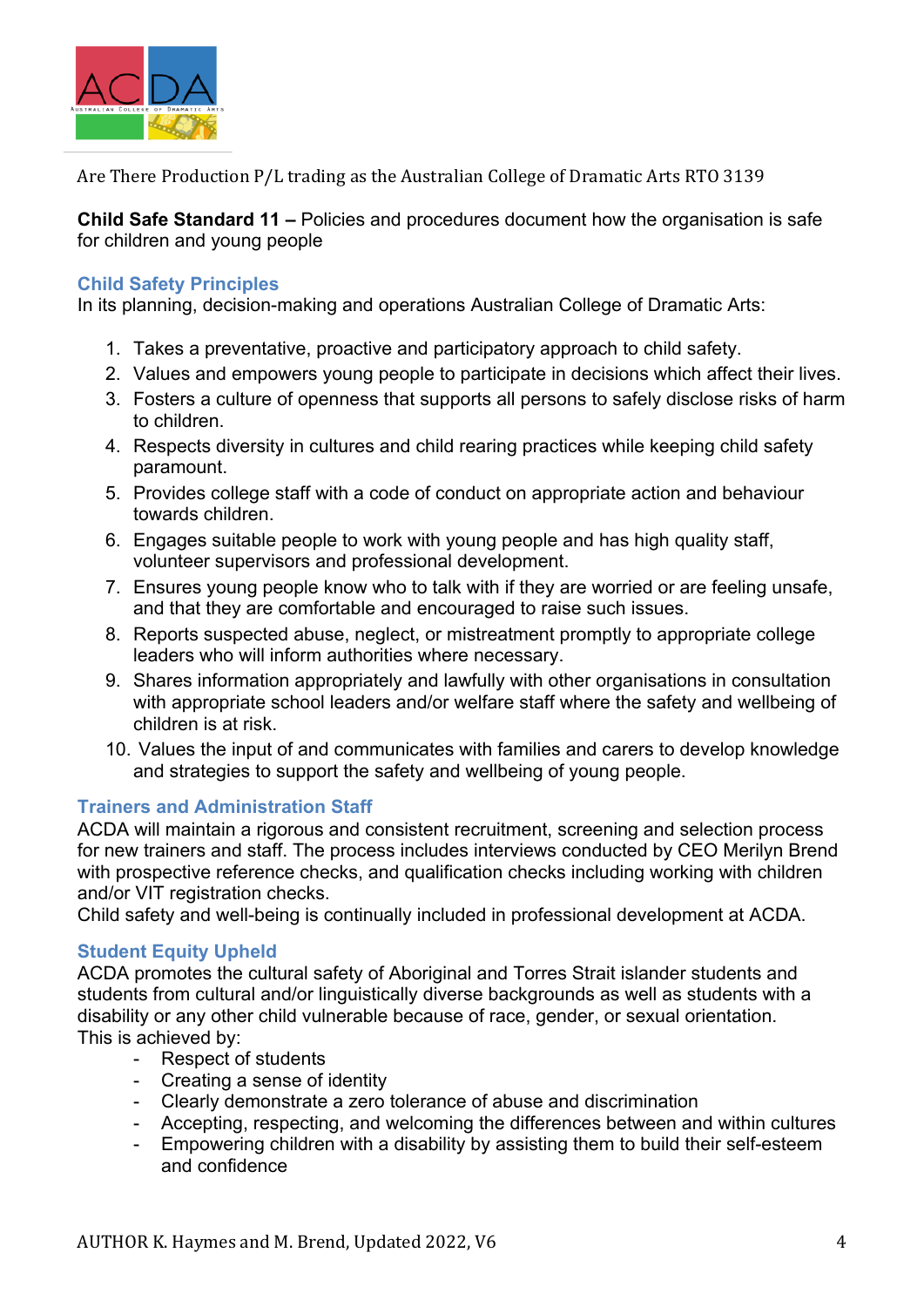Are There Production P/L trading as the Australian College of Dramatic Arts RTO 3139

**Child Safe Standard 11 –** Policies and procedures document how the organisation is safe for children and young people

### Child Safety Principles

In its planning, decision-making and operations Australian College of Dramatic Arts:

1. Takes a preventative, proactive and participatory approach to child safety.
2. Values and empowers young people to participate in decisions which affect their lives.
3. Fosters a culture of openness that supports all persons to safely disclose risks of harm to children.
4. Respects diversity in cultures and child rearing practices while keeping child safety paramount.
5. Provides college staff with a code of conduct on appropriate action and behaviour towards children.
6. Engages suitable people to work with young people and has high quality staff, volunteer supervisors and professional development.
7. Ensures young people know who to talk with if they are worried or are feeling unsafe, and that they are comfortable and encouraged to raise such issues.
8. Reports suspected abuse, neglect, or mistreatment promptly to appropriate college leaders who will inform authorities where necessary.
9. Shares information appropriately and lawfully with other organisations in consultation with appropriate school leaders and/or welfare staff where the safety and wellbeing of children is at risk.
10. Values the input of and communicates with families and carers to develop knowledge and strategies to support the safety and wellbeing of young people.

### Trainers and Administration Staff

ACDA will maintain a rigorous and consistent recruitment, screening and selection process for new trainers and staff. The process includes interviews conducted by CEO Merilyn Brend with prospective reference checks, and qualification checks including working with children and/or VIT registration checks.
Child safety and well-being is continually included in professional development at ACDA.

### Student Equity Upheld

ACDA promotes the cultural safety of Aboriginal and Torres Strait islander students and students from cultural and/or linguistically diverse backgrounds as well as students with a disability or any other child vulnerable because of race, gender, or sexual orientation.
This is achieved by:

- Respect of students
- Creating a sense of identity
- Clearly demonstrate a zero tolerance of abuse and discrimination
- Accepting, respecting, and welcoming the differences between and within cultures
- Empowering children with a disability by assisting them to build their self-esteem and confidence

AUTHOR K. Haymes and M. Brend, Updated 2022, V6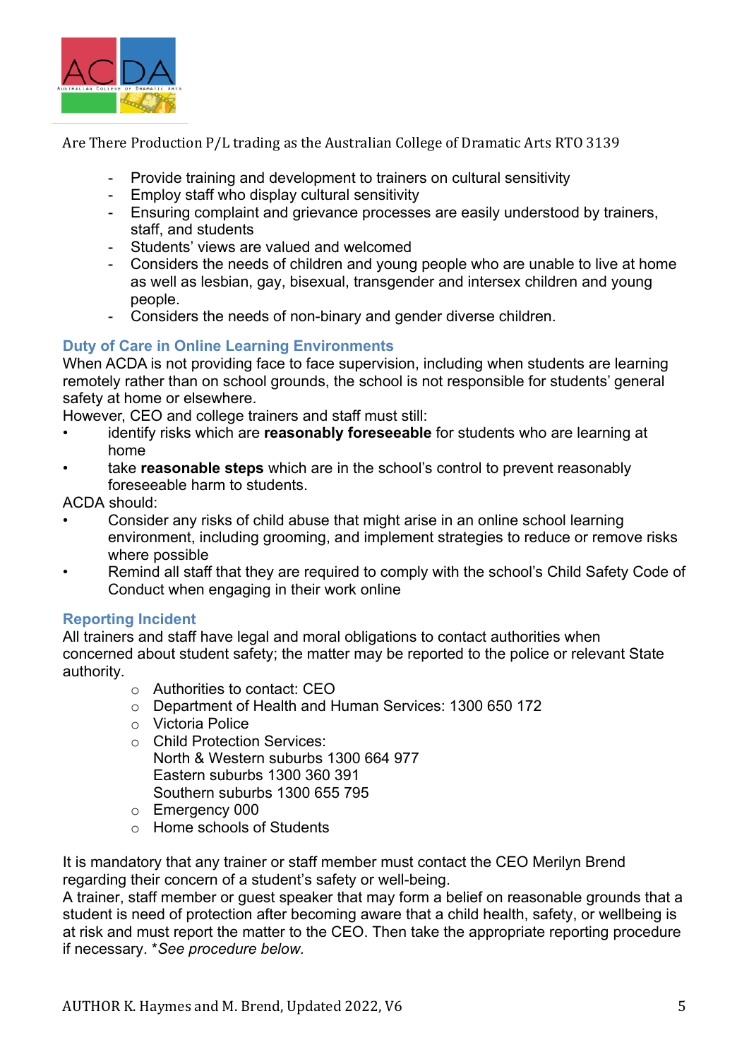- Provide training and development to trainers on cultural sensitivity
- Employ staff who display cultural sensitivity
- Ensuring complaint and grievance processes are easily understood by trainers, staff, and students
- Students' views are valued and welcomed
- Considers the needs of children and young people who are unable to live at home as well as lesbian, gay, bisexual, transgender and intersex children and young people.
- Considers the needs of non-binary and gender diverse children.

### Duty of Care in Online Learning Environments

When ACDA is not providing face to face supervision, including when students are learning remotely rather than on school grounds, the school is not responsible for students' general safety at home or elsewhere.

However, CEO and college trainers and staff must still:

- identify risks which are **reasonably foreseeable** for students who are learning at home
- take **reasonable steps** which are in the school's control to prevent reasonably foreseeable harm to students.

ACDA should:

- Consider any risks of child abuse that might arise in an online school learning environment, including grooming, and implement strategies to reduce or remove risks where possible
- Remind all staff that they are required to comply with the school's Child Safety Code of Conduct when engaging in their work online

### Reporting Incident

All trainers and staff have legal and moral obligations to contact authorities when concerned about student safety; the matter may be reported to the police or relevant State authority.

- Authorities to contact: CEO
- Department of Health and Human Services: 1300 650 172
- Victoria Police
- Child Protection Services:  
  North & Western suburbs 1300 664 977  
  Eastern suburbs 1300 360 391  
  Southern suburbs 1300 655 795
- Emergency 000
- Home schools of Students

It is mandatory that any trainer or staff member must contact the CEO Merilyn Brend regarding their concern of a student's safety or well-being.

A trainer, staff member or guest speaker that may form a belief on reasonable grounds that a student is need of protection after becoming aware that a child health, safety, or wellbeing is at risk and must report the matter to the CEO. Then take the appropriate reporting procedure if necessary. **See procedure below.*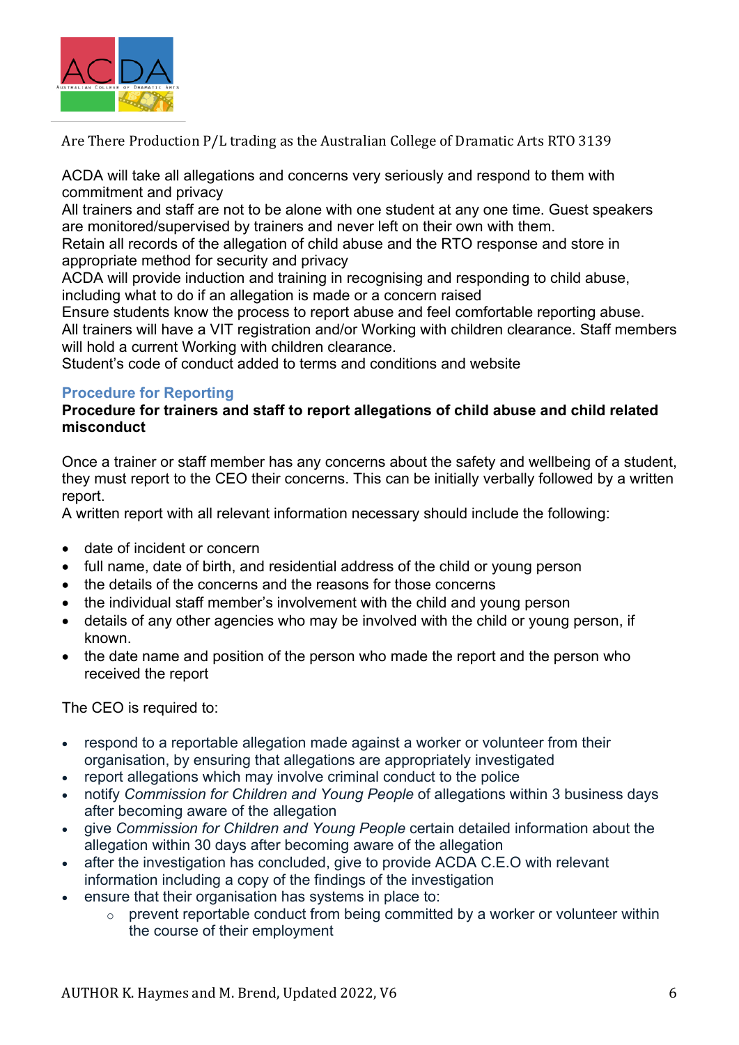ACDA will take all allegations and concerns very seriously and respond to them with commitment and privacy
All trainers and staff are not to be alone with one student at any one time. Guest speakers are monitored/supervised by trainers and never left on their own with them.
Retain all records of the allegation of child abuse and the RTO response and store in appropriate method for security and privacy
ACDA will provide induction and training in recognising and responding to child abuse, including what to do if an allegation is made or a concern raised
Ensure students know the process to report abuse and feel comfortable reporting abuse.
All trainers will have a VIT registration and/or Working with children clearance. Staff members will hold a current Working with children clearance.
Student's code of conduct added to terms and conditions and website

## Procedure for Reporting

**Procedure for trainers and staff to report allegations of child abuse and child related misconduct**

Once a trainer or staff member has any concerns about the safety and wellbeing of a student, they must report to the CEO their concerns. This can be initially verbally followed by a written report.
A written report with all relevant information necessary should include the following:

- date of incident or concern
- full name, date of birth, and residential address of the child or young person
- the details of the concerns and the reasons for those concerns
- the individual staff member's involvement with the child and young person
- details of any other agencies who may be involved with the child or young person, if known.
- the date name and position of the person who made the report and the person who received the report

The CEO is required to:

- respond to a reportable allegation made against a worker or volunteer from their organisation, by ensuring that allegations are appropriately investigated
- report allegations which may involve criminal conduct to the police
- notify *Commission for Children and Young People* of allegations within 3 business days after becoming aware of the allegation
- give *Commission for Children and Young People* certain detailed information about the allegation within 30 days after becoming aware of the allegation
- after the investigation has concluded, give to provide ACDA C.E.O with relevant information including a copy of the findings of the investigation
- ensure that their organisation has systems in place to:
    - prevent reportable conduct from being committed by a worker or volunteer within the course of their employment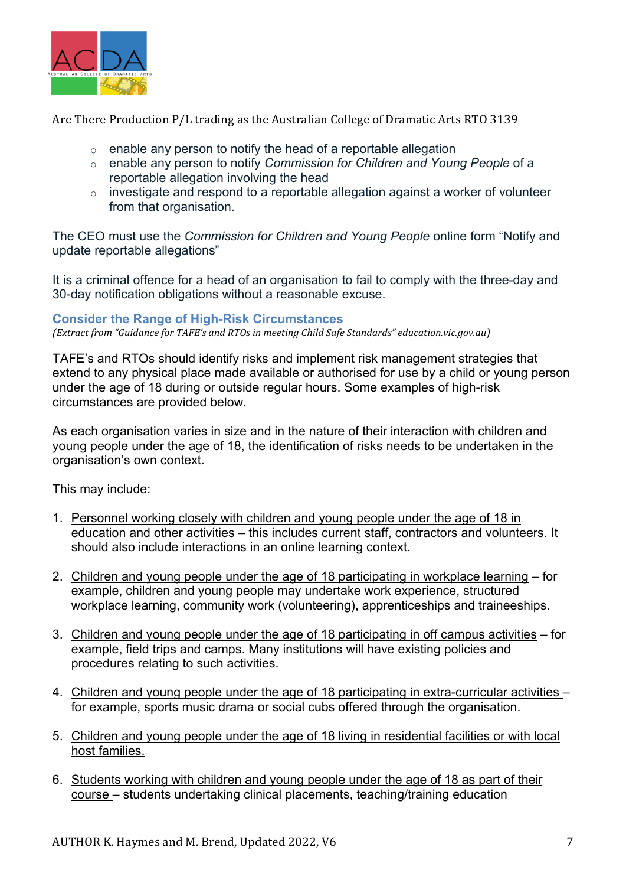- enable any person to notify the head of a reportable allegation
- enable any person to notify *Commission for Children and Young People* of a reportable allegation involving the head
- investigate and respond to a reportable allegation against a worker of volunteer from that organisation.

The CEO must use the *Commission for Children and Young People* online form “Notify and update reportable allegations”

It is a criminal offence for a head of an organisation to fail to comply with the three-day and 30-day notification obligations without a reasonable excuse.

### Consider the Range of High-Risk Circumstances

*(Extract from “Guidance for TAFE’s and RTOs in meeting Child Safe Standards” education.vic.gov.au)*

TAFE’s and RTOs should identify risks and implement risk management strategies that extend to any physical place made available or authorised for use by a child or young person under the age of 18 during or outside regular hours. Some examples of high-risk circumstances are provided below.

As each organisation varies in size and in the nature of their interaction with children and young people under the age of 18, the identification of risks needs to be undertaken in the organisation’s own context.

This may include:

1. Personnel working closely with children and young people under the age of 18 in education and other activities – this includes current staff, contractors and volunteers. It should also include interactions in an online learning context.

2. Children and young people under the age of 18 participating in workplace learning – for example, children and young people may undertake work experience, structured workplace learning, community work (volunteering), apprenticeships and traineeships.

3. Children and young people under the age of 18 participating in off campus activities – for example, field trips and camps. Many institutions will have existing policies and procedures relating to such activities.

4. Children and young people under the age of 18 participating in extra-curricular activities – for example, sports music drama or social cubs offered through the organisation.

5. Children and young people under the age of 18 living in residential facilities or with local host families.

6. Students working with children and young people under the age of 18 as part of their course – students undertaking clinical placements, teaching/training education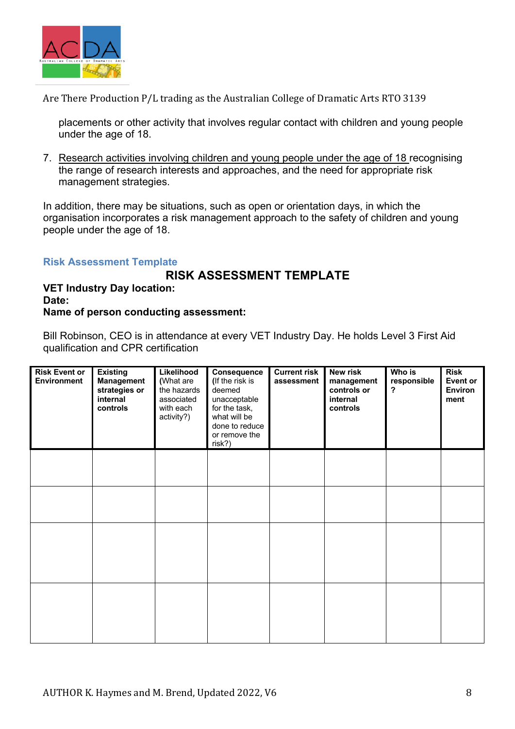placements or other activity that involves regular contact with children and young people under the age of 18.

7. Research activities involving children and young people under the age of 18 recognising the range of research interests and approaches, and the need for appropriate risk management strategies.

In addition, there may be situations, such as open or orientation days, in which the organisation incorporates a risk management approach to the safety of children and young people under the age of 18.

### Risk Assessment Template

## RISK ASSESSMENT TEMPLATE

**VET Industry Day location:**
**Date:**
**Name of person conducting assessment:**

Bill Robinson, CEO is in attendance at every VET Industry Day. He holds Level 3 First Aid qualification and CPR certification

| **Risk Event or Environment** | **Existing Management strategies or internal controls** | **Likelihood** (What are the hazards associated with each activity?) | **Consequence** (If the risk is deemed unacceptable for the task, what will be done to reduce or remove the risk?) | **Current risk assessment** | **New risk management controls or internal controls** | **Who is responsible?** | **Risk Event or Environment** |
|---|---|---|---|---|---|---|---|
| | | | | | | | |
| | | | | | | | |
| | | | | | | | |
| | | | | | | | |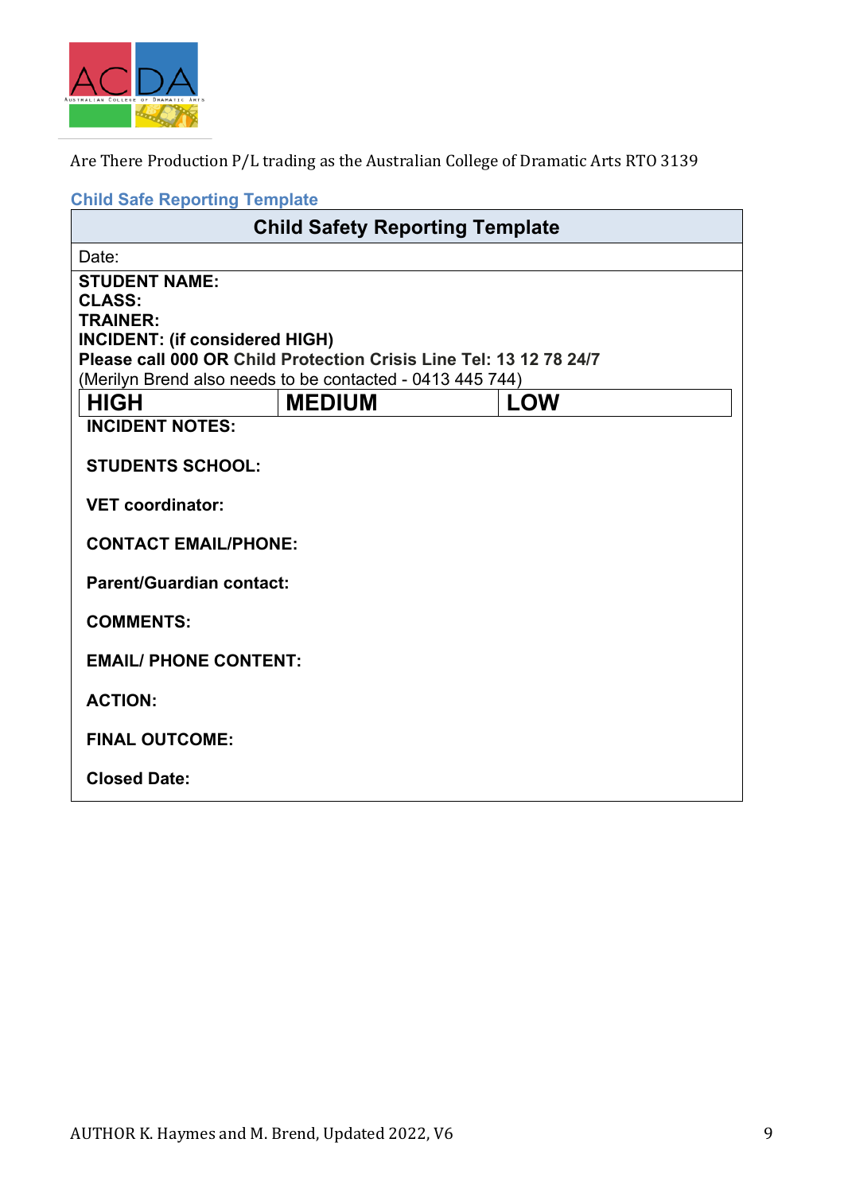Are There Production P/L trading as the Australian College of Dramatic Arts RTO 3139

## Child Safe Reporting Template

| Child Safety Reporting Template | | |
|---|---|---|
| Date: | | |
| **STUDENT NAME:**<br>**CLASS:**<br>**TRAINER:**<br>**INCIDENT: (if considered HIGH)**<br>**Please call 000 OR Child Protection Crisis Line Tel: 13 12 78 24/7**<br>(Merilyn Brend also needs to be contacted - 0413 445 744) | | |
| **HIGH** | **MEDIUM** | **LOW** |
| **INCIDENT NOTES:**<br><br>**STUDENTS SCHOOL:**<br><br>**VET coordinator:**<br><br>**CONTACT EMAIL/PHONE:**<br><br>**Parent/Guardian contact:**<br><br>**COMMENTS:**<br><br>**EMAIL/ PHONE CONTENT:**<br><br>**ACTION:**<br><br>**FINAL OUTCOME:**<br><br>**Closed Date:** | | |

AUTHOR K. Haymes and M. Brend, Updated 2022, V6